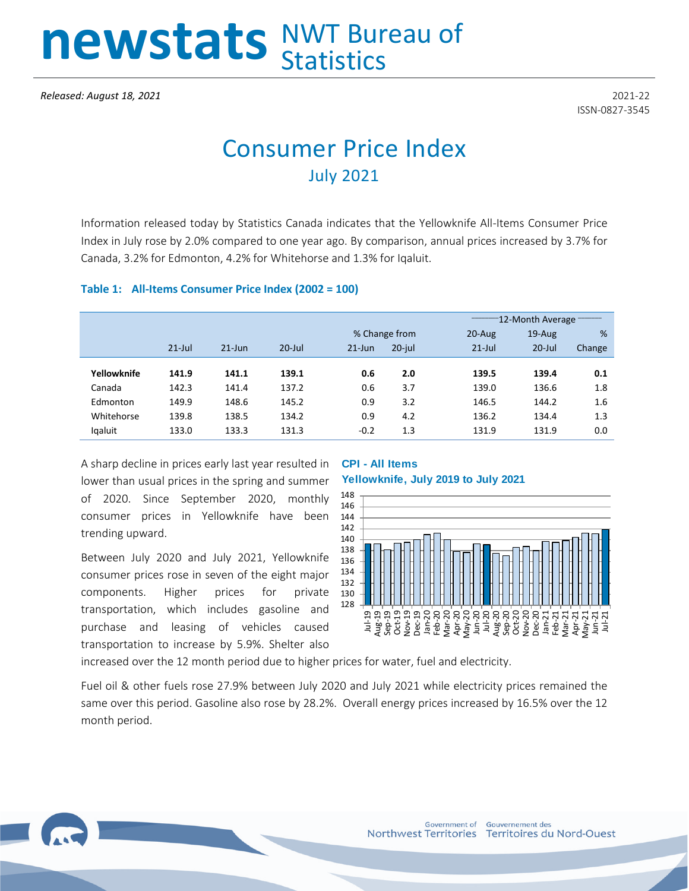# newstats NWT Bureau of Statistics

*Released: August 18, 2021*

2021-22
ISSN-0827-3545

# Consumer Price Index

## July 2021

Information released today by Statistics Canada indicates that the Yellowknife All-Items Consumer Price Index in July rose by 2.0% compared to one year ago. By comparison, annual prices increased by 3.7% for Canada, 3.2% for Edmonton, 4.2% for Whitehorse and 1.3% for Iqaluit.

### Table 1: All-Items Consumer Price Index (2002 = 100)

| | | | | % Change from | | 12-Month Average | | |
|---|---|---|---|---|---|---|---|---|
| | 21-Jul | 21-Jun | 20-Jul | 21-Jun | 20-jul | 20-Aug 21-Jul | 19-Aug 20-Jul | % Change |
| **Yellowknife** | **141.9** | **141.1** | **139.1** | **0.6** | **2.0** | **139.5** | **139.4** | **0.1** |
| Canada | 142.3 | 141.4 | 137.2 | 0.6 | 3.7 | 139.0 | 136.6 | 1.8 |
| Edmonton | 149.9 | 148.6 | 145.2 | 0.9 | 3.2 | 146.5 | 144.2 | 1.6 |
| Whitehorse | 139.8 | 138.5 | 134.2 | 0.9 | 4.2 | 136.2 | 134.4 | 1.3 |
| Iqaluit | 133.0 | 133.3 | 131.3 | -0.2 | 1.3 | 131.9 | 131.9 | 0.0 |

A sharp decline in prices early last year resulted in lower than usual prices in the spring and summer of 2020. Since September 2020, monthly consumer prices in Yellowknife have been trending upward.

**CPI - All Items**
**Yellowknife, July 2019 to July 2021**

Between July 2020 and July 2021, Yellowknife consumer prices rose in seven of the eight major components. Higher prices for private transportation, which includes gasoline and purchase and leasing of vehicles caused transportation to increase by 5.9%. Shelter also increased over the 12 month period due to higher prices for water, fuel and electricity.

Fuel oil & other fuels rose 27.9% between July 2020 and July 2021 while electricity prices remained the same over this period. Gasoline also rose by 28.2%. Overall energy prices increased by 16.5% over the 12 month period.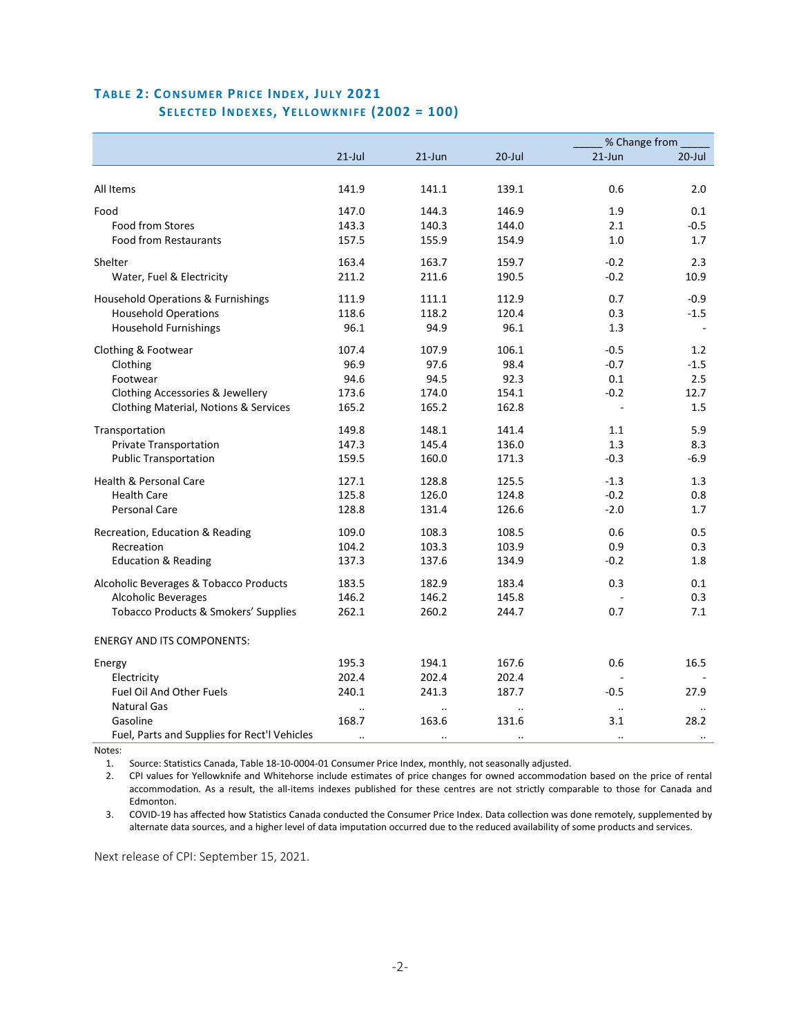### TABLE 2: CONSUMER PRICE INDEX, JULY 2021
### SELECTED INDEXES, YELLOWKNIFE (2002 = 100)

| | 21-Jul | 21-Jun | 20-Jul | % Change from 21-Jun | % Change from 20-Jul |
|---|---|---|---|---|---|
| All Items | 141.9 | 141.1 | 139.1 | 0.6 | 2.0 |
| Food | 147.0 | 144.3 | 146.9 | 1.9 | 0.1 |
| Food from Stores | 143.3 | 140.3 | 144.0 | 2.1 | -0.5 |
| Food from Restaurants | 157.5 | 155.9 | 154.9 | 1.0 | 1.7 |
| Shelter | 163.4 | 163.7 | 159.7 | -0.2 | 2.3 |
| Water, Fuel & Electricity | 211.2 | 211.6 | 190.5 | -0.2 | 10.9 |
| Household Operations & Furnishings | 111.9 | 111.1 | 112.9 | 0.7 | -0.9 |
| Household Operations | 118.6 | 118.2 | 120.4 | 0.3 | -1.5 |
| Household Furnishings | 96.1 | 94.9 | 96.1 | 1.3 | - |
| Clothing & Footwear | 107.4 | 107.9 | 106.1 | -0.5 | 1.2 |
| Clothing | 96.9 | 97.6 | 98.4 | -0.7 | -1.5 |
| Footwear | 94.6 | 94.5 | 92.3 | 0.1 | 2.5 |
| Clothing Accessories & Jewellery | 173.6 | 174.0 | 154.1 | -0.2 | 12.7 |
| Clothing Material, Notions & Services | 165.2 | 165.2 | 162.8 | - | 1.5 |
| Transportation | 149.8 | 148.1 | 141.4 | 1.1 | 5.9 |
| Private Transportation | 147.3 | 145.4 | 136.0 | 1.3 | 8.3 |
| Public Transportation | 159.5 | 160.0 | 171.3 | -0.3 | -6.9 |
| Health & Personal Care | 127.1 | 128.8 | 125.5 | -1.3 | 1.3 |
| Health Care | 125.8 | 126.0 | 124.8 | -0.2 | 0.8 |
| Personal Care | 128.8 | 131.4 | 126.6 | -2.0 | 1.7 |
| Recreation, Education & Reading | 109.0 | 108.3 | 108.5 | 0.6 | 0.5 |
| Recreation | 104.2 | 103.3 | 103.9 | 0.9 | 0.3 |
| Education & Reading | 137.3 | 137.6 | 134.9 | -0.2 | 1.8 |
| Alcoholic Beverages & Tobacco Products | 183.5 | 182.9 | 183.4 | 0.3 | 0.1 |
| Alcoholic Beverages | 146.2 | 146.2 | 145.8 | - | 0.3 |
| Tobacco Products & Smokers' Supplies | 262.1 | 260.2 | 244.7 | 0.7 | 7.1 |
| ENERGY AND ITS COMPONENTS: | | | | | |
| Energy | 195.3 | 194.1 | 167.6 | 0.6 | 16.5 |
| Electricity | 202.4 | 202.4 | 202.4 | - | - |
| Fuel Oil And Other Fuels | 240.1 | 241.3 | 187.7 | -0.5 | 27.9 |
| Natural Gas | .. | .. | .. | .. | .. |
| Gasoline | 168.7 | 163.6 | 131.6 | 3.1 | 28.2 |
| Fuel, Parts and Supplies for Rect'l Vehicles | .. | .. | .. | .. | .. |

Notes:

1. Source: Statistics Canada, Table 18-10-0004-01 Consumer Price Index, monthly, not seasonally adjusted.
2. CPI values for Yellowknife and Whitehorse include estimates of price changes for owned accommodation based on the price of rental accommodation. As a result, the all-items indexes published for these centres are not strictly comparable to those for Canada and Edmonton.
3. COVID-19 has affected how Statistics Canada conducted the Consumer Price Index. Data collection was done remotely, supplemented by alternate data sources, and a higher level of data imputation occurred due to the reduced availability of some products and services.

Next release of CPI: September 15, 2021.